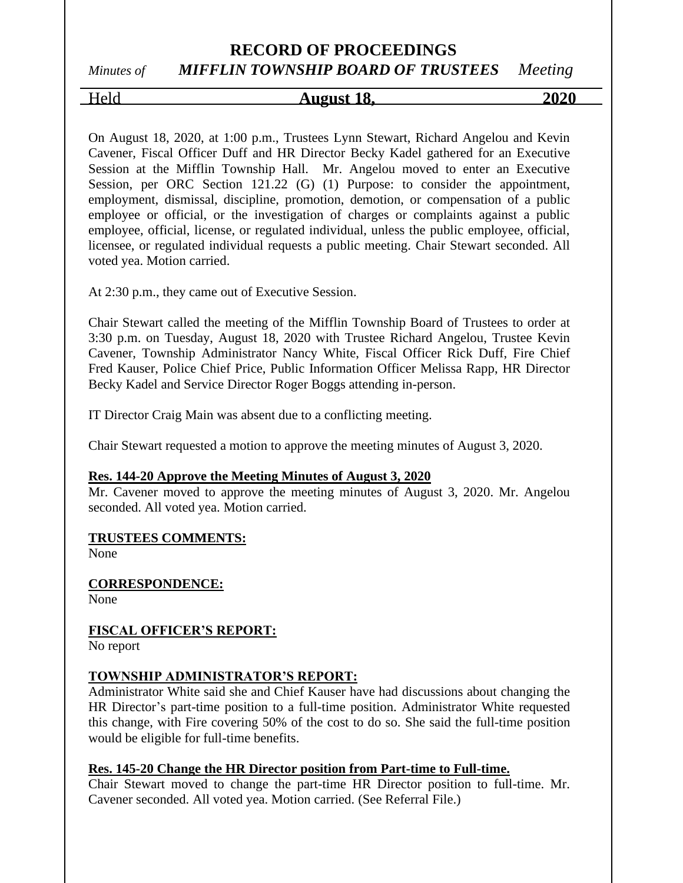# RECORD OF PROCEEDINGS

*Minutes of* ***MIFFLIN TOWNSHIP BOARD OF TRUSTEES*** *Meeting*

Held **August 18, 2020**

On August 18, 2020, at 1:00 p.m., Trustees Lynn Stewart, Richard Angelou and Kevin Cavener, Fiscal Officer Duff and HR Director Becky Kadel gathered for an Executive Session at the Mifflin Township Hall. Mr. Angelou moved to enter an Executive Session, per ORC Section 121.22 (G) (1) Purpose: to consider the appointment, employment, dismissal, discipline, promotion, demotion, or compensation of a public employee or official, or the investigation of charges or complaints against a public employee, official, license, or regulated individual, unless the public employee, official, licensee, or regulated individual requests a public meeting. Chair Stewart seconded. All voted yea. Motion carried.

At 2:30 p.m., they came out of Executive Session.

Chair Stewart called the meeting of the Mifflin Township Board of Trustees to order at 3:30 p.m. on Tuesday, August 18, 2020 with Trustee Richard Angelou, Trustee Kevin Cavener, Township Administrator Nancy White, Fiscal Officer Rick Duff, Fire Chief Fred Kauser, Police Chief Price, Public Information Officer Melissa Rapp, HR Director Becky Kadel and Service Director Roger Boggs attending in-person.

IT Director Craig Main was absent due to a conflicting meeting.

Chair Stewart requested a motion to approve the meeting minutes of August 3, 2020.

**Res. 144-20 Approve the Meeting Minutes of August 3, 2020**

Mr. Cavener moved to approve the meeting minutes of August 3, 2020. Mr. Angelou seconded. All voted yea. Motion carried.

**TRUSTEES COMMENTS:**

None

**CORRESPONDENCE:**

None

**FISCAL OFFICER'S REPORT:**

No report

**TOWNSHIP ADMINISTRATOR'S REPORT:**

Administrator White said she and Chief Kauser have had discussions about changing the HR Director's part-time position to a full-time position. Administrator White requested this change, with Fire covering 50% of the cost to do so. She said the full-time position would be eligible for full-time benefits.

**Res. 145-20 Change the HR Director position from Part-time to Full-time.**

Chair Stewart moved to change the part-time HR Director position to full-time. Mr. Cavener seconded. All voted yea. Motion carried. (See Referral File.)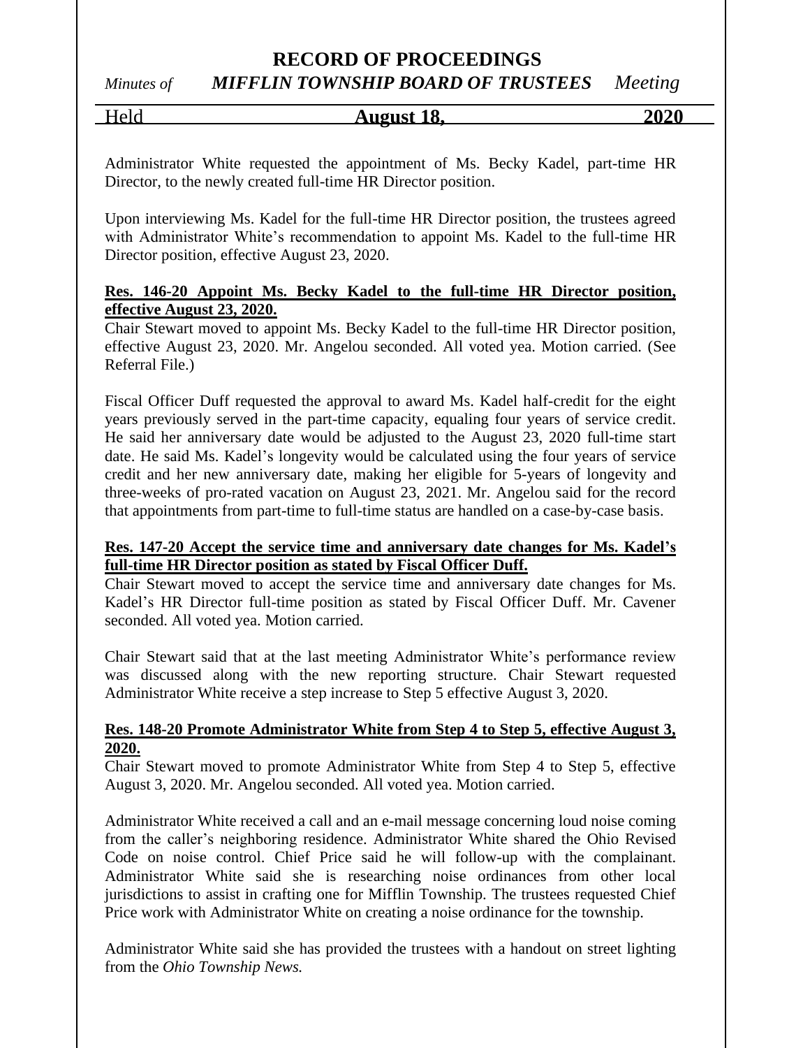Administrator White requested the appointment of Ms. Becky Kadel, part-time HR Director, to the newly created full-time HR Director position.

Upon interviewing Ms. Kadel for the full-time HR Director position, the trustees agreed with Administrator White's recommendation to appoint Ms. Kadel to the full-time HR Director position, effective August 23, 2020.

**Res. 146-20 Appoint Ms. Becky Kadel to the full-time HR Director position, effective August 23, 2020.**

Chair Stewart moved to appoint Ms. Becky Kadel to the full-time HR Director position, effective August 23, 2020. Mr. Angelou seconded. All voted yea. Motion carried. (See Referral File.)

Fiscal Officer Duff requested the approval to award Ms. Kadel half-credit for the eight years previously served in the part-time capacity, equaling four years of service credit. He said her anniversary date would be adjusted to the August 23, 2020 full-time start date. He said Ms. Kadel's longevity would be calculated using the four years of service credit and her new anniversary date, making her eligible for 5-years of longevity and three-weeks of pro-rated vacation on August 23, 2021. Mr. Angelou said for the record that appointments from part-time to full-time status are handled on a case-by-case basis.

**Res. 147-20 Accept the service time and anniversary date changes for Ms. Kadel's full-time HR Director position as stated by Fiscal Officer Duff.**

Chair Stewart moved to accept the service time and anniversary date changes for Ms. Kadel's HR Director full-time position as stated by Fiscal Officer Duff. Mr. Cavener seconded. All voted yea. Motion carried.

Chair Stewart said that at the last meeting Administrator White's performance review was discussed along with the new reporting structure. Chair Stewart requested Administrator White receive a step increase to Step 5 effective August 3, 2020.

**Res. 148-20 Promote Administrator White from Step 4 to Step 5, effective August 3, 2020.**

Chair Stewart moved to promote Administrator White from Step 4 to Step 5, effective August 3, 2020. Mr. Angelou seconded. All voted yea. Motion carried.

Administrator White received a call and an e-mail message concerning loud noise coming from the caller's neighboring residence. Administrator White shared the Ohio Revised Code on noise control. Chief Price said he will follow-up with the complainant. Administrator White said she is researching noise ordinances from other local jurisdictions to assist in crafting one for Mifflin Township. The trustees requested Chief Price work with Administrator White on creating a noise ordinance for the township.

Administrator White said she has provided the trustees with a handout on street lighting from the *Ohio Township News.*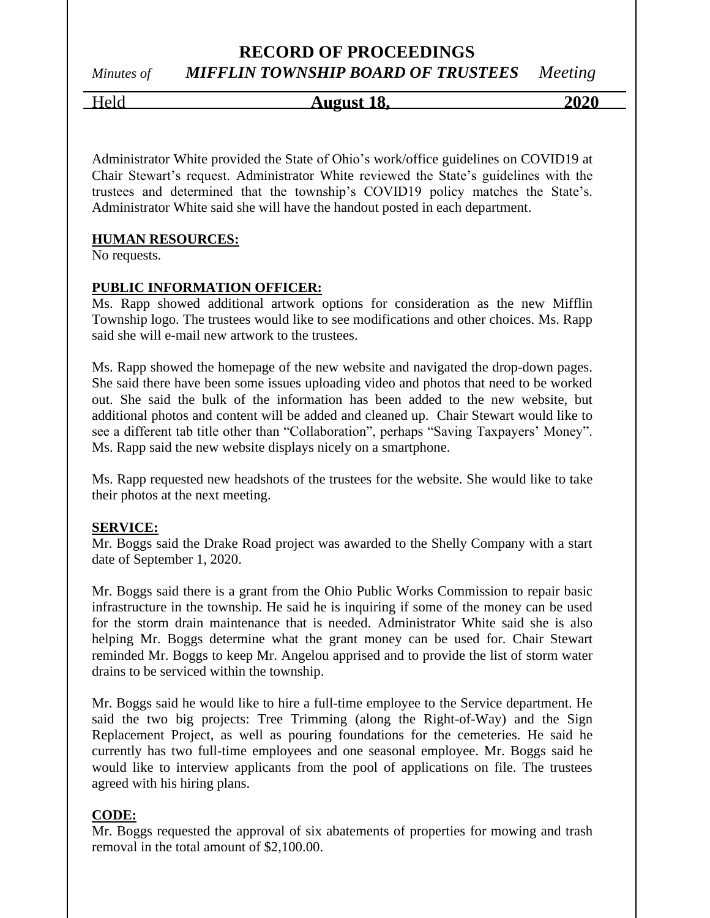Administrator White provided the State of Ohio's work/office guidelines on COVID19 at Chair Stewart's request. Administrator White reviewed the State's guidelines with the trustees and determined that the township's COVID19 policy matches the State's. Administrator White said she will have the handout posted in each department.

**HUMAN RESOURCES:**

No requests.

**PUBLIC INFORMATION OFFICER:**

Ms. Rapp showed additional artwork options for consideration as the new Mifflin Township logo. The trustees would like to see modifications and other choices. Ms. Rapp said she will e-mail new artwork to the trustees.

Ms. Rapp showed the homepage of the new website and navigated the drop-down pages. She said there have been some issues uploading video and photos that need to be worked out. She said the bulk of the information has been added to the new website, but additional photos and content will be added and cleaned up. Chair Stewart would like to see a different tab title other than "Collaboration", perhaps "Saving Taxpayers' Money". Ms. Rapp said the new website displays nicely on a smartphone.

Ms. Rapp requested new headshots of the trustees for the website. She would like to take their photos at the next meeting.

**SERVICE:**

Mr. Boggs said the Drake Road project was awarded to the Shelly Company with a start date of September 1, 2020.

Mr. Boggs said there is a grant from the Ohio Public Works Commission to repair basic infrastructure in the township. He said he is inquiring if some of the money can be used for the storm drain maintenance that is needed. Administrator White said she is also helping Mr. Boggs determine what the grant money can be used for. Chair Stewart reminded Mr. Boggs to keep Mr. Angelou apprised and to provide the list of storm water drains to be serviced within the township.

Mr. Boggs said he would like to hire a full-time employee to the Service department. He said the two big projects: Tree Trimming (along the Right-of-Way) and the Sign Replacement Project, as well as pouring foundations for the cemeteries. He said he currently has two full-time employees and one seasonal employee. Mr. Boggs said he would like to interview applicants from the pool of applications on file. The trustees agreed with his hiring plans.

**CODE:**

Mr. Boggs requested the approval of six abatements of properties for mowing and trash removal in the total amount of $2,100.00.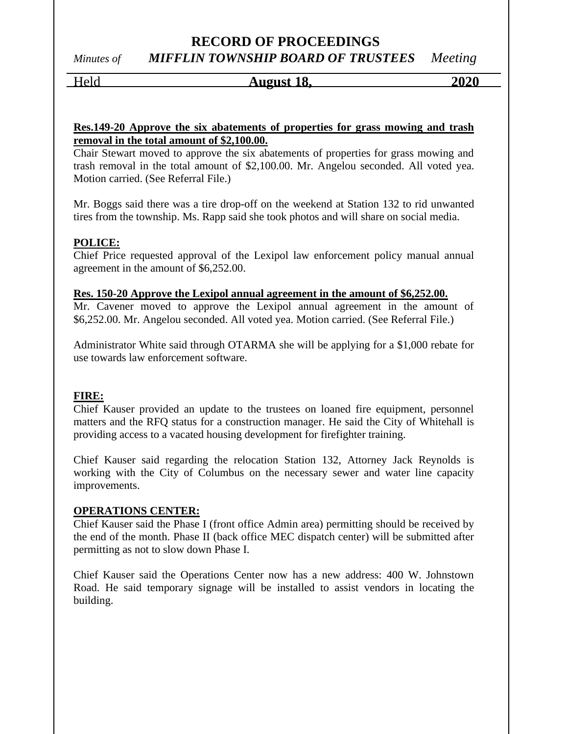**Res.149-20 Approve the six abatements of properties for grass mowing and trash removal in the total amount of $2,100.00.**

Chair Stewart moved to approve the six abatements of properties for grass mowing and trash removal in the total amount of $2,100.00. Mr. Angelou seconded. All voted yea. Motion carried. (See Referral File.)

Mr. Boggs said there was a tire drop-off on the weekend at Station 132 to rid unwanted tires from the township. Ms. Rapp said she took photos and will share on social media.

**POLICE:**

Chief Price requested approval of the Lexipol law enforcement policy manual annual agreement in the amount of $6,252.00.

**Res. 150-20 Approve the Lexipol annual agreement in the amount of $6,252.00.**

Mr. Cavener moved to approve the Lexipol annual agreement in the amount of $6,252.00. Mr. Angelou seconded. All voted yea. Motion carried. (See Referral File.)

Administrator White said through OTARMA she will be applying for a $1,000 rebate for use towards law enforcement software.

**FIRE:**

Chief Kauser provided an update to the trustees on loaned fire equipment, personnel matters and the RFQ status for a construction manager. He said the City of Whitehall is providing access to a vacated housing development for firefighter training.

Chief Kauser said regarding the relocation Station 132, Attorney Jack Reynolds is working with the City of Columbus on the necessary sewer and water line capacity improvements.

**OPERATIONS CENTER:**

Chief Kauser said the Phase I (front office Admin area) permitting should be received by the end of the month. Phase II (back office MEC dispatch center) will be submitted after permitting as not to slow down Phase I.

Chief Kauser said the Operations Center now has a new address: 400 W. Johnstown Road. He said temporary signage will be installed to assist vendors in locating the building.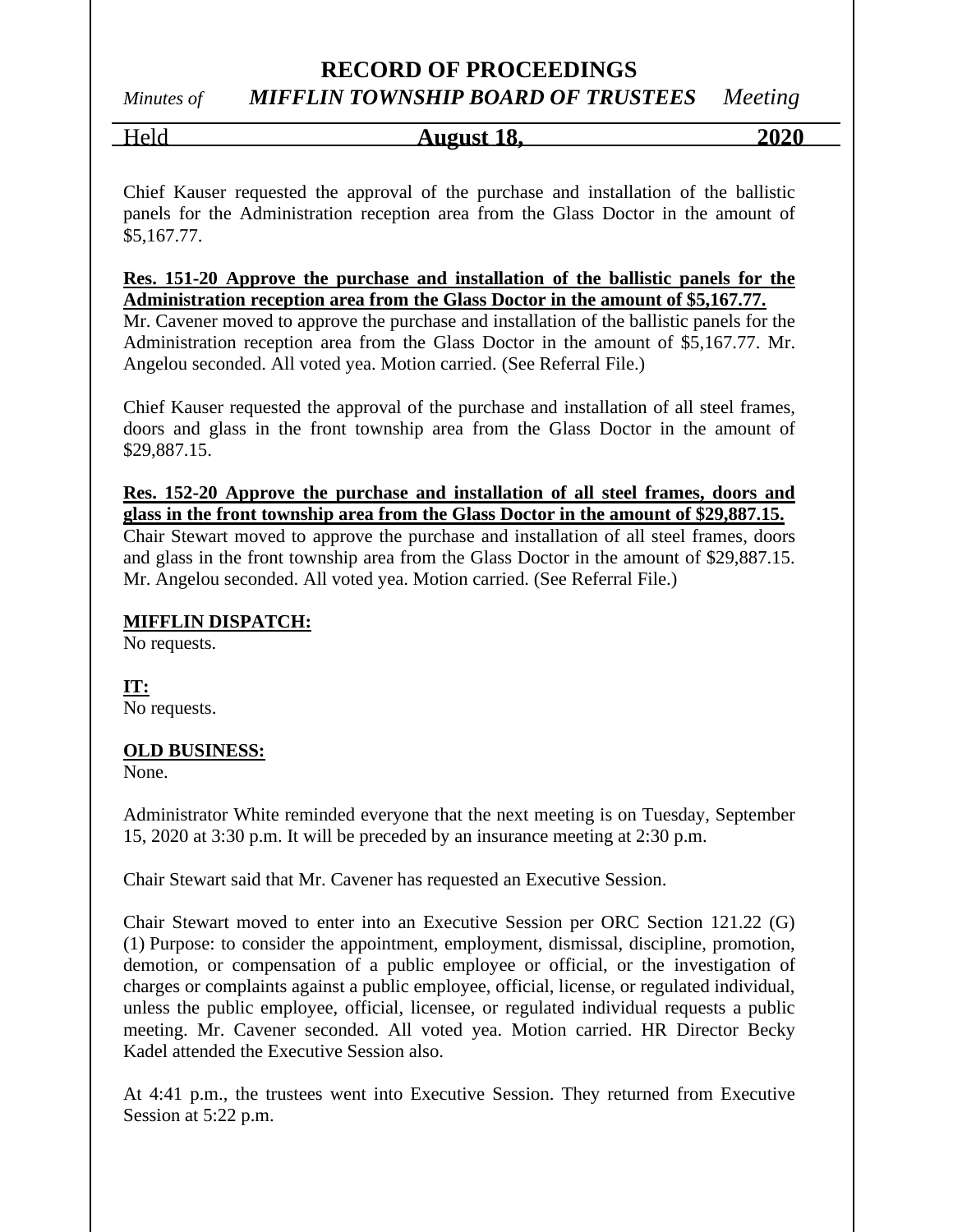Chief Kauser requested the approval of the purchase and installation of the ballistic panels for the Administration reception area from the Glass Doctor in the amount of $5,167.77.

**Res. 151-20 Approve the purchase and installation of the ballistic panels for the Administration reception area from the Glass Doctor in the amount of $5,167.77.**
Mr. Cavener moved to approve the purchase and installation of the ballistic panels for the Administration reception area from the Glass Doctor in the amount of $5,167.77. Mr. Angelou seconded. All voted yea. Motion carried. (See Referral File.)

Chief Kauser requested the approval of the purchase and installation of all steel frames, doors and glass in the front township area from the Glass Doctor in the amount of $29,887.15.

**Res. 152-20 Approve the purchase and installation of all steel frames, doors and glass in the front township area from the Glass Doctor in the amount of $29,887.15.**
Chair Stewart moved to approve the purchase and installation of all steel frames, doors and glass in the front township area from the Glass Doctor in the amount of $29,887.15. Mr. Angelou seconded. All voted yea. Motion carried. (See Referral File.)

**MIFFLIN DISPATCH:**
No requests.

**IT:**
No requests.

**OLD BUSINESS:**
None.

Administrator White reminded everyone that the next meeting is on Tuesday, September 15, 2020 at 3:30 p.m. It will be preceded by an insurance meeting at 2:30 p.m.

Chair Stewart said that Mr. Cavener has requested an Executive Session.

Chair Stewart moved to enter into an Executive Session per ORC Section 121.22 (G) (1) Purpose: to consider the appointment, employment, dismissal, discipline, promotion, demotion, or compensation of a public employee or official, or the investigation of charges or complaints against a public employee, official, license, or regulated individual, unless the public employee, official, licensee, or regulated individual requests a public meeting. Mr. Cavener seconded. All voted yea. Motion carried. HR Director Becky Kadel attended the Executive Session also.

At 4:41 p.m., the trustees went into Executive Session. They returned from Executive Session at 5:22 p.m.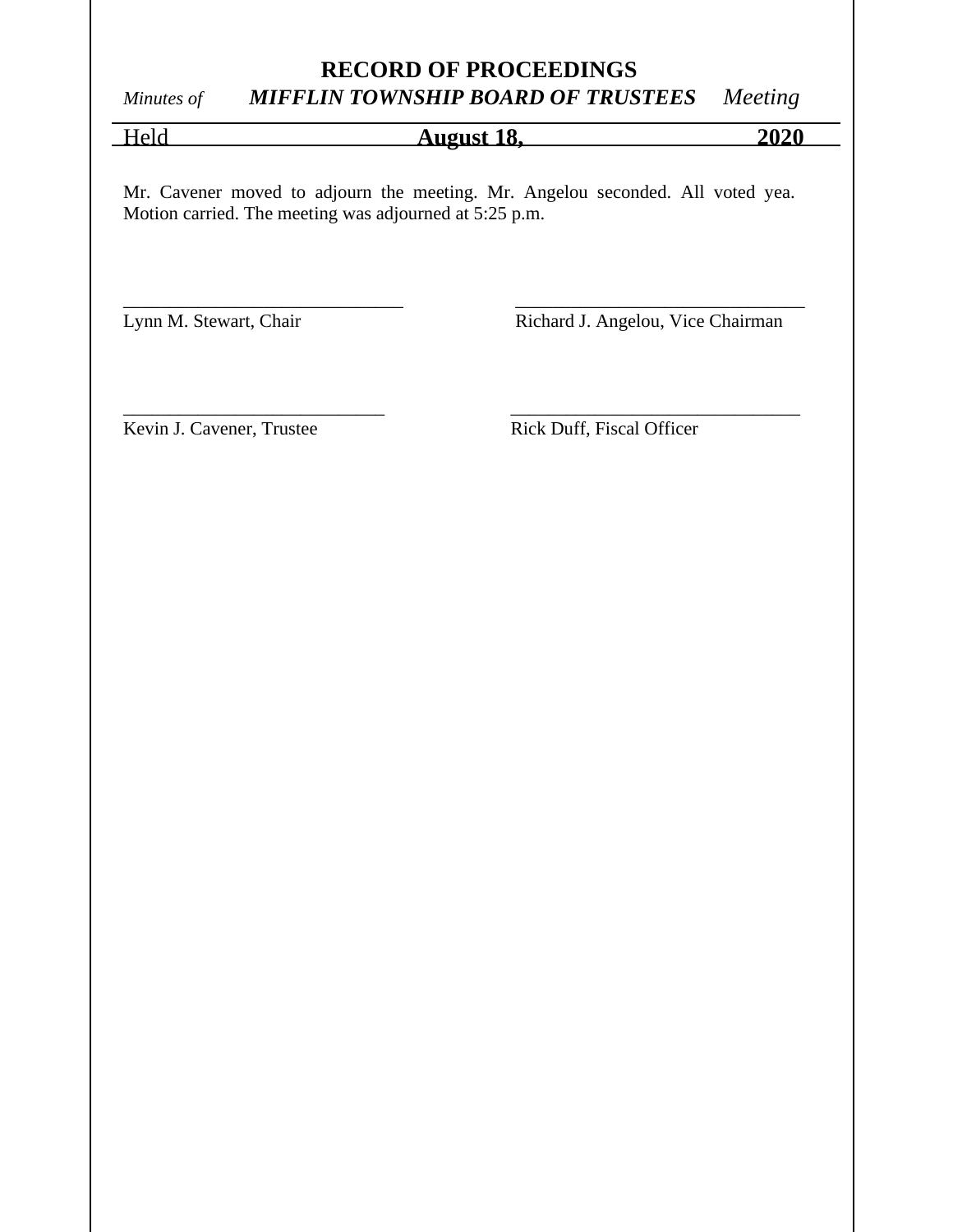# RECORD OF PROCEEDINGS

*Minutes of* ***MIFFLIN TOWNSHIP BOARD OF TRUSTEES*** *Meeting*

Held **August 18, 2020**

Mr. Cavener moved to adjourn the meeting. Mr. Angelou seconded. All voted yea. Motion carried. The meeting was adjourned at 5:25 p.m.

| | |
|---|---|
| ______________________________ | ______________________________ |
| Lynn M. Stewart, Chair | Richard J. Angelou, Vice Chairman |
| ______________________________ | ______________________________ |
| Kevin J. Cavener, Trustee | Rick Duff, Fiscal Officer |